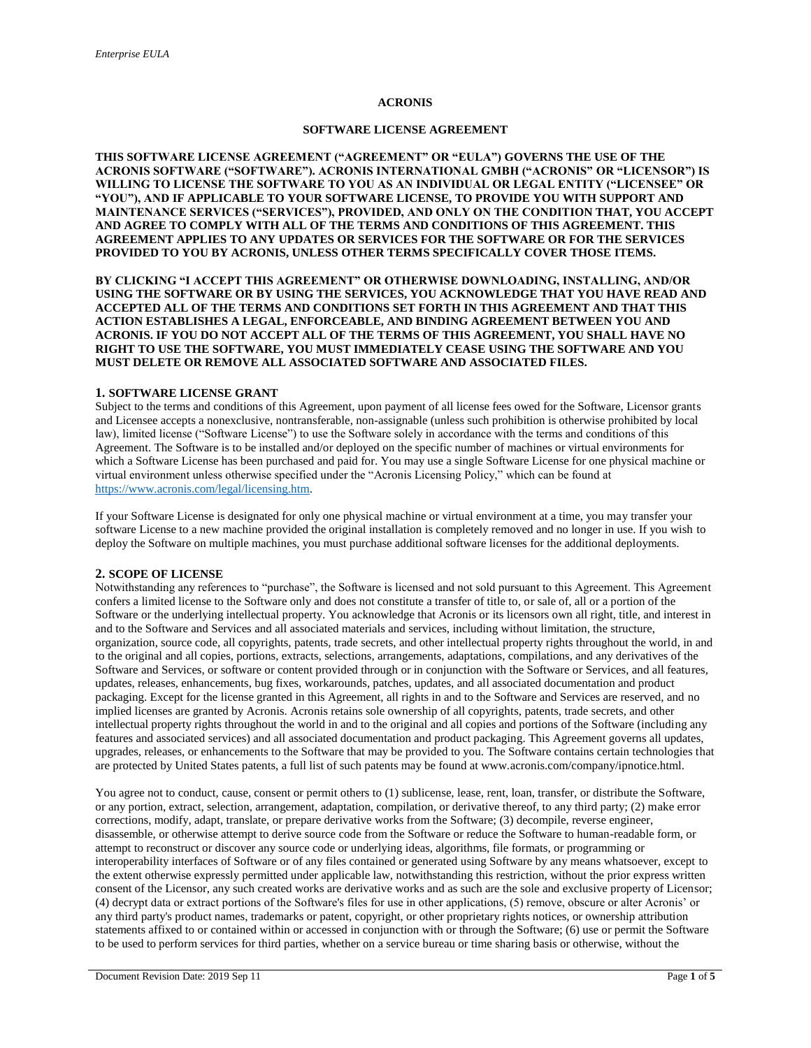# ACRONIS

## SOFTWARE LICENSE AGREEMENT

**THIS SOFTWARE LICENSE AGREEMENT ("AGREEMENT" OR "EULA") GOVERNS THE USE OF THE ACRONIS SOFTWARE ("SOFTWARE"). ACRONIS INTERNATIONAL GMBH ("ACRONIS" OR "LICENSOR") IS WILLING TO LICENSE THE SOFTWARE TO YOU AS AN INDIVIDUAL OR LEGAL ENTITY ("LICENSEE" OR "YOU"), AND IF APPLICABLE TO YOUR SOFTWARE LICENSE, TO PROVIDE YOU WITH SUPPORT AND MAINTENANCE SERVICES ("SERVICES"), PROVIDED, AND ONLY ON THE CONDITION THAT, YOU ACCEPT AND AGREE TO COMPLY WITH ALL OF THE TERMS AND CONDITIONS OF THIS AGREEMENT. THIS AGREEMENT APPLIES TO ANY UPDATES OR SERVICES FOR THE SOFTWARE OR FOR THE SERVICES PROVIDED TO YOU BY ACRONIS, UNLESS OTHER TERMS SPECIFICALLY COVER THOSE ITEMS.**

**BY CLICKING "I ACCEPT THIS AGREEMENT" OR OTHERWISE DOWNLOADING, INSTALLING, AND/OR USING THE SOFTWARE OR BY USING THE SERVICES, YOU ACKNOWLEDGE THAT YOU HAVE READ AND ACCEPTED ALL OF THE TERMS AND CONDITIONS SET FORTH IN THIS AGREEMENT AND THAT THIS ACTION ESTABLISHES A LEGAL, ENFORCEABLE, AND BINDING AGREEMENT BETWEEN YOU AND ACRONIS. IF YOU DO NOT ACCEPT ALL OF THE TERMS OF THIS AGREEMENT, YOU SHALL HAVE NO RIGHT TO USE THE SOFTWARE, YOU MUST IMMEDIATELY CEASE USING THE SOFTWARE AND YOU MUST DELETE OR REMOVE ALL ASSOCIATED SOFTWARE AND ASSOCIATED FILES.**

### 1. SOFTWARE LICENSE GRANT

Subject to the terms and conditions of this Agreement, upon payment of all license fees owed for the Software, Licensor grants and Licensee accepts a nonexclusive, nontransferable, non-assignable (unless such prohibition is otherwise prohibited by local law), limited license ("Software License") to use the Software solely in accordance with the terms and conditions of this Agreement. The Software is to be installed and/or deployed on the specific number of machines or virtual environments for which a Software License has been purchased and paid for. You may use a single Software License for one physical machine or virtual environment unless otherwise specified under the "Acronis Licensing Policy," which can be found at https://www.acronis.com/legal/licensing.htm.

If your Software License is designated for only one physical machine or virtual environment at a time, you may transfer your software License to a new machine provided the original installation is completely removed and no longer in use. If you wish to deploy the Software on multiple machines, you must purchase additional software licenses for the additional deployments.

### 2. SCOPE OF LICENSE

Notwithstanding any references to "purchase", the Software is licensed and not sold pursuant to this Agreement. This Agreement confers a limited license to the Software only and does not constitute a transfer of title to, or sale of, all or a portion of the Software or the underlying intellectual property. You acknowledge that Acronis or its licensors own all right, title, and interest in and to the Software and Services and all associated materials and services, including without limitation, the structure, organization, source code, all copyrights, patents, trade secrets, and other intellectual property rights throughout the world, in and to the original and all copies, portions, extracts, selections, arrangements, adaptations, compilations, and any derivatives of the Software and Services, or software or content provided through or in conjunction with the Software or Services, and all features, updates, releases, enhancements, bug fixes, workarounds, patches, updates, and all associated documentation and product packaging. Except for the license granted in this Agreement, all rights in and to the Software and Services are reserved, and no implied licenses are granted by Acronis. Acronis retains sole ownership of all copyrights, patents, trade secrets, and other intellectual property rights throughout the world in and to the original and all copies and portions of the Software (including any features and associated services) and all associated documentation and product packaging. This Agreement governs all updates, upgrades, releases, or enhancements to the Software that may be provided to you. The Software contains certain technologies that are protected by United States patents, a full list of such patents may be found at www.acronis.com/company/ipnotice.html.

You agree not to conduct, cause, consent or permit others to (1) sublicense, lease, rent, loan, transfer, or distribute the Software, or any portion, extract, selection, arrangement, adaptation, compilation, or derivative thereof, to any third party; (2) make error corrections, modify, adapt, translate, or prepare derivative works from the Software; (3) decompile, reverse engineer, disassemble, or otherwise attempt to derive source code from the Software or reduce the Software to human-readable form, or attempt to reconstruct or discover any source code or underlying ideas, algorithms, file formats, or programming or interoperability interfaces of Software or of any files contained or generated using Software by any means whatsoever, except to the extent otherwise expressly permitted under applicable law, notwithstanding this restriction, without the prior express written consent of the Licensor, any such created works are derivative works and as such are the sole and exclusive property of Licensor; (4) decrypt data or extract portions of the Software's files for use in other applications, (5) remove, obscure or alter Acronis' or any third party's product names, trademarks or patent, copyright, or other proprietary rights notices, or ownership attribution statements affixed to or contained within or accessed in conjunction with or through the Software; (6) use or permit the Software to be used to perform services for third parties, whether on a service bureau or time sharing basis or otherwise, without the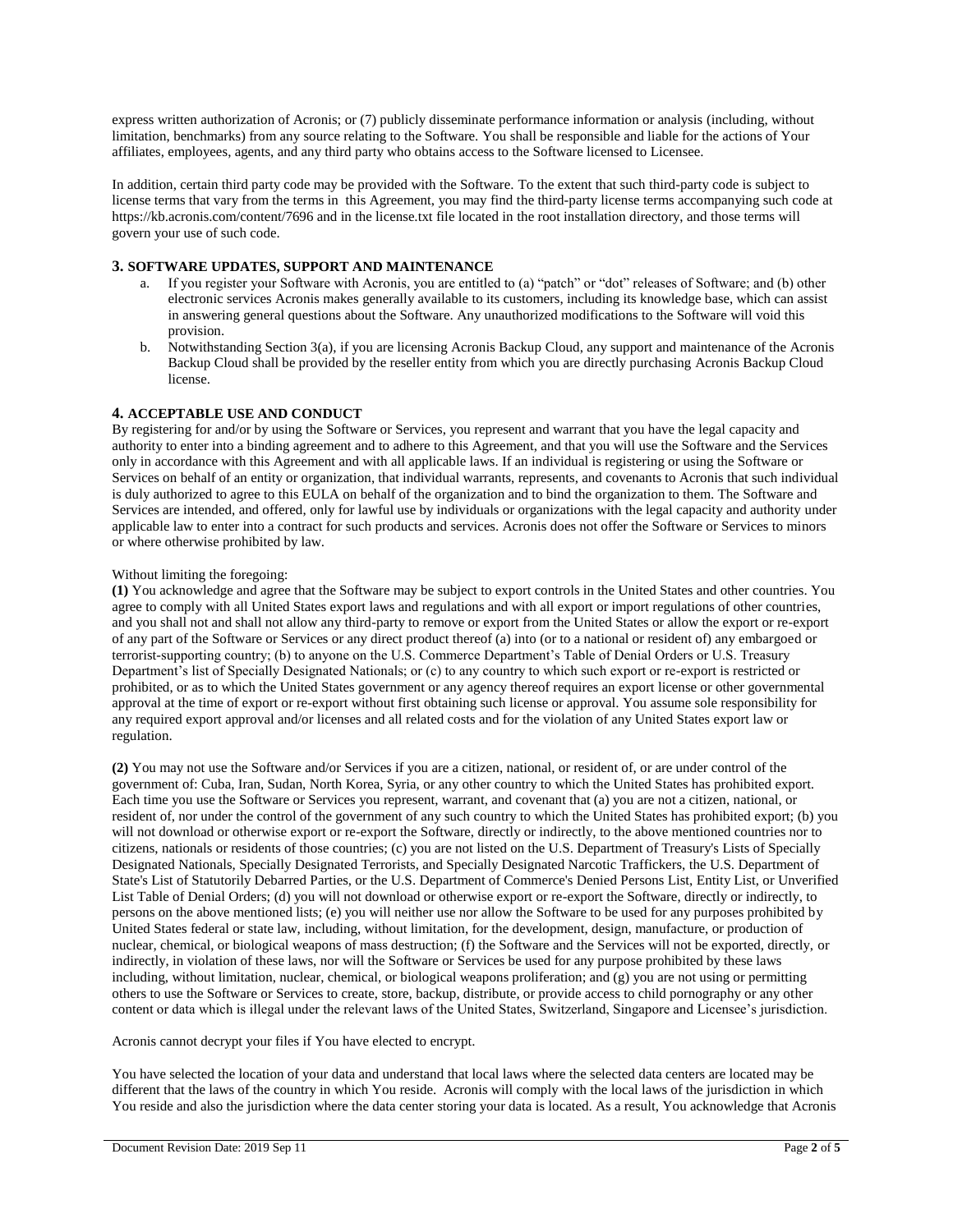express written authorization of Acronis; or (7) publicly disseminate performance information or analysis (including, without limitation, benchmarks) from any source relating to the Software. You shall be responsible and liable for the actions of Your affiliates, employees, agents, and any third party who obtains access to the Software licensed to Licensee.

In addition, certain third party code may be provided with the Software. To the extent that such third-party code is subject to license terms that vary from the terms in this Agreement, you may find the third-party license terms accompanying such code at https://kb.acronis.com/content/7696 and in the license.txt file located in the root installation directory, and those terms will govern your use of such code.

## 3. SOFTWARE UPDATES, SUPPORT AND MAINTENANCE

a. If you register your Software with Acronis, you are entitled to (a) "patch" or "dot" releases of Software; and (b) other electronic services Acronis makes generally available to its customers, including its knowledge base, which can assist in answering general questions about the Software. Any unauthorized modifications to the Software will void this provision.

b. Notwithstanding Section 3(a), if you are licensing Acronis Backup Cloud, any support and maintenance of the Acronis Backup Cloud shall be provided by the reseller entity from which you are directly purchasing Acronis Backup Cloud license.

## 4. ACCEPTABLE USE AND CONDUCT

By registering for and/or by using the Software or Services, you represent and warrant that you have the legal capacity and authority to enter into a binding agreement and to adhere to this Agreement, and that you will use the Software and the Services only in accordance with this Agreement and with all applicable laws. If an individual is registering or using the Software or Services on behalf of an entity or organization, that individual warrants, represents, and covenants to Acronis that such individual is duly authorized to agree to this EULA on behalf of the organization and to bind the organization to them. The Software and Services are intended, and offered, only for lawful use by individuals or organizations with the legal capacity and authority under applicable law to enter into a contract for such products and services. Acronis does not offer the Software or Services to minors or where otherwise prohibited by law.

Without limiting the foregoing:

**(1)** You acknowledge and agree that the Software may be subject to export controls in the United States and other countries. You agree to comply with all United States export laws and regulations and with all export or import regulations of other countries, and you shall not and shall not allow any third-party to remove or export from the United States or allow the export or re-export of any part of the Software or Services or any direct product thereof (a) into (or to a national or resident of) any embargoed or terrorist-supporting country; (b) to anyone on the U.S. Commerce Department's Table of Denial Orders or U.S. Treasury Department's list of Specially Designated Nationals; or (c) to any country to which such export or re-export is restricted or prohibited, or as to which the United States government or any agency thereof requires an export license or other governmental approval at the time of export or re-export without first obtaining such license or approval. You assume sole responsibility for any required export approval and/or licenses and all related costs and for the violation of any United States export law or regulation.

**(2)** You may not use the Software and/or Services if you are a citizen, national, or resident of, or are under control of the government of: Cuba, Iran, Sudan, North Korea, Syria, or any other country to which the United States has prohibited export. Each time you use the Software or Services you represent, warrant, and covenant that (a) you are not a citizen, national, or resident of, nor under the control of the government of any such country to which the United States has prohibited export; (b) you will not download or otherwise export or re-export the Software, directly or indirectly, to the above mentioned countries nor to citizens, nationals or residents of those countries; (c) you are not listed on the U.S. Department of Treasury's Lists of Specially Designated Nationals, Specially Designated Terrorists, and Specially Designated Narcotic Traffickers, the U.S. Department of State's List of Statutorily Debarred Parties, or the U.S. Department of Commerce's Denied Persons List, Entity List, or Unverified List Table of Denial Orders; (d) you will not download or otherwise export or re-export the Software, directly or indirectly, to persons on the above mentioned lists; (e) you will neither use nor allow the Software to be used for any purposes prohibited by United States federal or state law, including, without limitation, for the development, design, manufacture, or production of nuclear, chemical, or biological weapons of mass destruction; (f) the Software and the Services will not be exported, directly, or indirectly, in violation of these laws, nor will the Software or Services be used for any purpose prohibited by these laws including, without limitation, nuclear, chemical, or biological weapons proliferation; and (g) you are not using or permitting others to use the Software or Services to create, store, backup, distribute, or provide access to child pornography or any other content or data which is illegal under the relevant laws of the United States, Switzerland, Singapore and Licensee's jurisdiction.

Acronis cannot decrypt your files if You have elected to encrypt.

You have selected the location of your data and understand that local laws where the selected data centers are located may be different that the laws of the country in which You reside. Acronis will comply with the local laws of the jurisdiction in which You reside and also the jurisdiction where the data center storing your data is located. As a result, You acknowledge that Acronis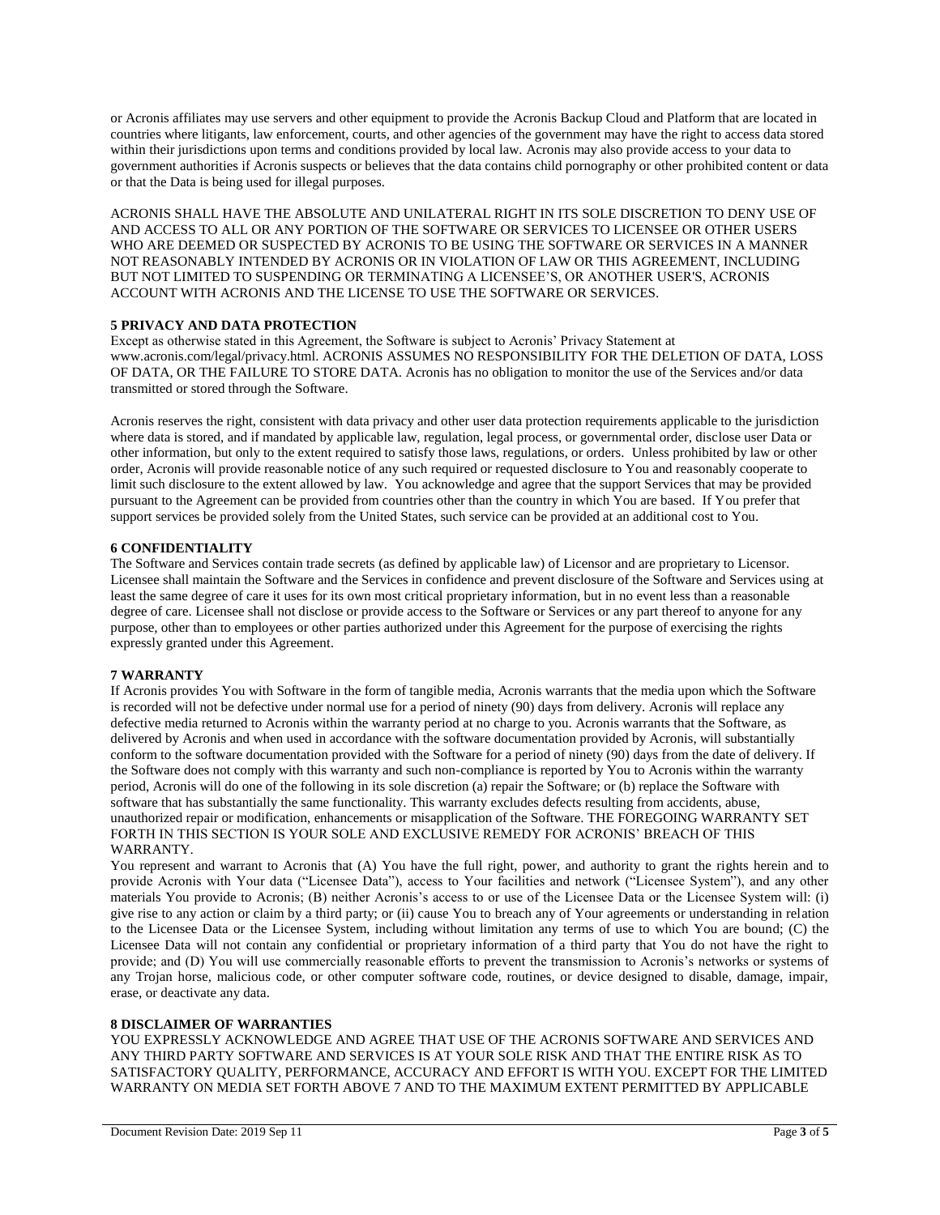or Acronis affiliates may use servers and other equipment to provide the Acronis Backup Cloud and Platform that are located in countries where litigants, law enforcement, courts, and other agencies of the government may have the right to access data stored within their jurisdictions upon terms and conditions provided by local law. Acronis may also provide access to your data to government authorities if Acronis suspects or believes that the data contains child pornography or other prohibited content or data or that the Data is being used for illegal purposes.

ACRONIS SHALL HAVE THE ABSOLUTE AND UNILATERAL RIGHT IN ITS SOLE DISCRETION TO DENY USE OF AND ACCESS TO ALL OR ANY PORTION OF THE SOFTWARE OR SERVICES TO LICENSEE OR OTHER USERS WHO ARE DEEMED OR SUSPECTED BY ACRONIS TO BE USING THE SOFTWARE OR SERVICES IN A MANNER NOT REASONABLY INTENDED BY ACRONIS OR IN VIOLATION OF LAW OR THIS AGREEMENT, INCLUDING BUT NOT LIMITED TO SUSPENDING OR TERMINATING A LICENSEE'S, OR ANOTHER USER'S, ACRONIS ACCOUNT WITH ACRONIS AND THE LICENSE TO USE THE SOFTWARE OR SERVICES.

**5 PRIVACY AND DATA PROTECTION**

Except as otherwise stated in this Agreement, the Software is subject to Acronis' Privacy Statement at www.acronis.com/legal/privacy.html. ACRONIS ASSUMES NO RESPONSIBILITY FOR THE DELETION OF DATA, LOSS OF DATA, OR THE FAILURE TO STORE DATA. Acronis has no obligation to monitor the use of the Services and/or data transmitted or stored through the Software.

Acronis reserves the right, consistent with data privacy and other user data protection requirements applicable to the jurisdiction where data is stored, and if mandated by applicable law, regulation, legal process, or governmental order, disclose user Data or other information, but only to the extent required to satisfy those laws, regulations, or orders. Unless prohibited by law or other order, Acronis will provide reasonable notice of any such required or requested disclosure to You and reasonably cooperate to limit such disclosure to the extent allowed by law. You acknowledge and agree that the support Services that may be provided pursuant to the Agreement can be provided from countries other than the country in which You are based. If You prefer that support services be provided solely from the United States, such service can be provided at an additional cost to You.

**6 CONFIDENTIALITY**

The Software and Services contain trade secrets (as defined by applicable law) of Licensor and are proprietary to Licensor. Licensee shall maintain the Software and the Services in confidence and prevent disclosure of the Software and Services using at least the same degree of care it uses for its own most critical proprietary information, but in no event less than a reasonable degree of care. Licensee shall not disclose or provide access to the Software or Services or any part thereof to anyone for any purpose, other than to employees or other parties authorized under this Agreement for the purpose of exercising the rights expressly granted under this Agreement.

**7 WARRANTY**

If Acronis provides You with Software in the form of tangible media, Acronis warrants that the media upon which the Software is recorded will not be defective under normal use for a period of ninety (90) days from delivery. Acronis will replace any defective media returned to Acronis within the warranty period at no charge to you. Acronis warrants that the Software, as delivered by Acronis and when used in accordance with the software documentation provided by Acronis, will substantially conform to the software documentation provided with the Software for a period of ninety (90) days from the date of delivery. If the Software does not comply with this warranty and such non-compliance is reported by You to Acronis within the warranty period, Acronis will do one of the following in its sole discretion (a) repair the Software; or (b) replace the Software with software that has substantially the same functionality. This warranty excludes defects resulting from accidents, abuse, unauthorized repair or modification, enhancements or misapplication of the Software. THE FOREGOING WARRANTY SET FORTH IN THIS SECTION IS YOUR SOLE AND EXCLUSIVE REMEDY FOR ACRONIS' BREACH OF THIS WARRANTY.

You represent and warrant to Acronis that (A) You have the full right, power, and authority to grant the rights herein and to provide Acronis with Your data ("Licensee Data"), access to Your facilities and network ("Licensee System"), and any other materials You provide to Acronis; (B) neither Acronis's access to or use of the Licensee Data or the Licensee System will: (i) give rise to any action or claim by a third party; or (ii) cause You to breach any of Your agreements or understanding in relation to the Licensee Data or the Licensee System, including without limitation any terms of use to which You are bound; (C) the Licensee Data will not contain any confidential or proprietary information of a third party that You do not have the right to provide; and (D) You will use commercially reasonable efforts to prevent the transmission to Acronis's networks or systems of any Trojan horse, malicious code, or other computer software code, routines, or device designed to disable, damage, impair, erase, or deactivate any data.

**8 DISCLAIMER OF WARRANTIES**

YOU EXPRESSLY ACKNOWLEDGE AND AGREE THAT USE OF THE ACRONIS SOFTWARE AND SERVICES AND ANY THIRD PARTY SOFTWARE AND SERVICES IS AT YOUR SOLE RISK AND THAT THE ENTIRE RISK AS TO SATISFACTORY QUALITY, PERFORMANCE, ACCURACY AND EFFORT IS WITH YOU. EXCEPT FOR THE LIMITED WARRANTY ON MEDIA SET FORTH ABOVE 7 AND TO THE MAXIMUM EXTENT PERMITTED BY APPLICABLE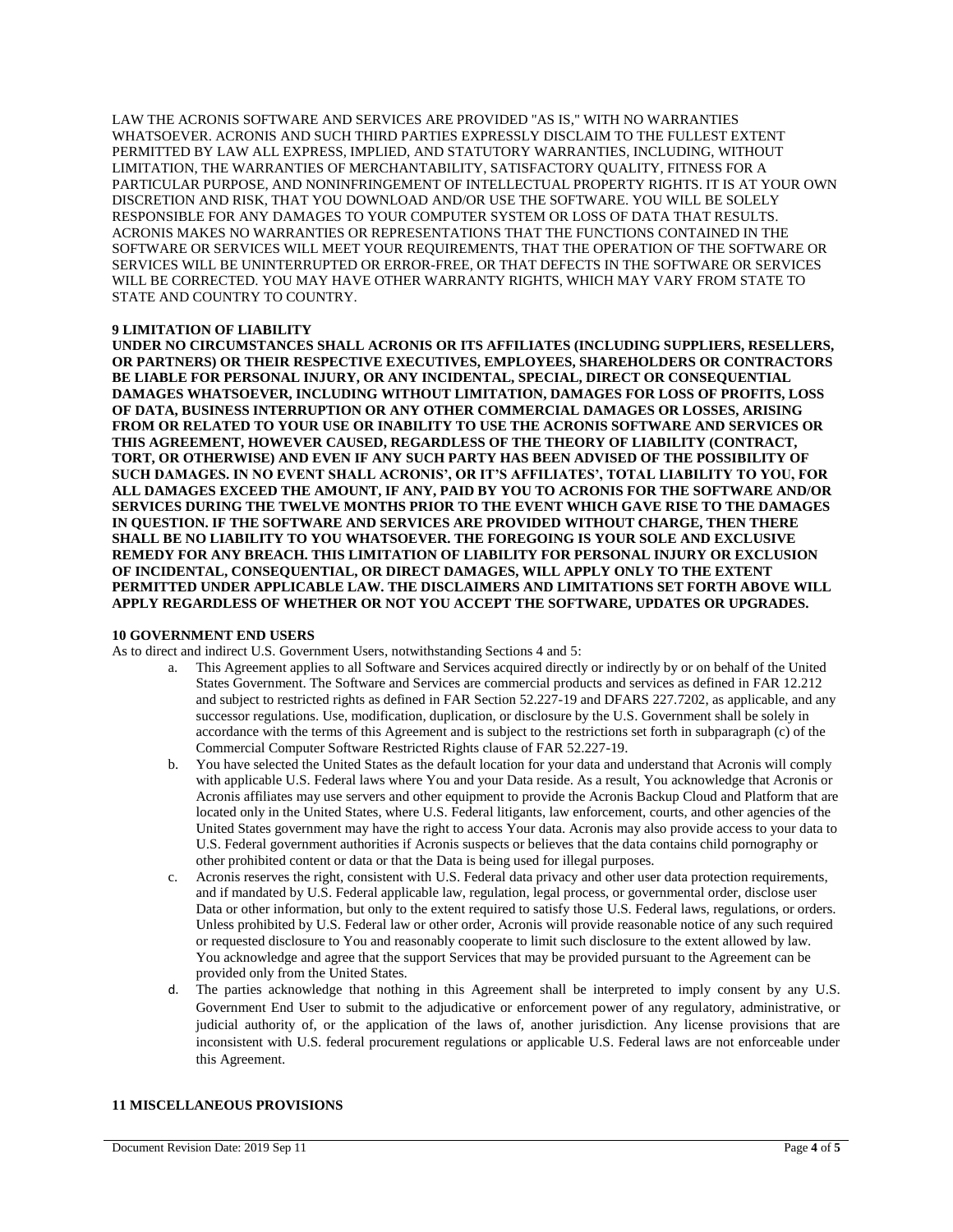LAW THE ACRONIS SOFTWARE AND SERVICES ARE PROVIDED "AS IS," WITH NO WARRANTIES WHATSOEVER. ACRONIS AND SUCH THIRD PARTIES EXPRESSLY DISCLAIM TO THE FULLEST EXTENT PERMITTED BY LAW ALL EXPRESS, IMPLIED, AND STATUTORY WARRANTIES, INCLUDING, WITHOUT LIMITATION, THE WARRANTIES OF MERCHANTABILITY, SATISFACTORY QUALITY, FITNESS FOR A PARTICULAR PURPOSE, AND NONINFRINGEMENT OF INTELLECTUAL PROPERTY RIGHTS. IT IS AT YOUR OWN DISCRETION AND RISK, THAT YOU DOWNLOAD AND/OR USE THE SOFTWARE. YOU WILL BE SOLELY RESPONSIBLE FOR ANY DAMAGES TO YOUR COMPUTER SYSTEM OR LOSS OF DATA THAT RESULTS. ACRONIS MAKES NO WARRANTIES OR REPRESENTATIONS THAT THE FUNCTIONS CONTAINED IN THE SOFTWARE OR SERVICES WILL MEET YOUR REQUIREMENTS, THAT THE OPERATION OF THE SOFTWARE OR SERVICES WILL BE UNINTERRUPTED OR ERROR-FREE, OR THAT DEFECTS IN THE SOFTWARE OR SERVICES WILL BE CORRECTED. YOU MAY HAVE OTHER WARRANTY RIGHTS, WHICH MAY VARY FROM STATE TO STATE AND COUNTRY TO COUNTRY.

**9 LIMITATION OF LIABILITY**

**UNDER NO CIRCUMSTANCES SHALL ACRONIS OR ITS AFFILIATES (INCLUDING SUPPLIERS, RESELLERS, OR PARTNERS) OR THEIR RESPECTIVE EXECUTIVES, EMPLOYEES, SHAREHOLDERS OR CONTRACTORS BE LIABLE FOR PERSONAL INJURY, OR ANY INCIDENTAL, SPECIAL, DIRECT OR CONSEQUENTIAL DAMAGES WHATSOEVER, INCLUDING WITHOUT LIMITATION, DAMAGES FOR LOSS OF PROFITS, LOSS OF DATA, BUSINESS INTERRUPTION OR ANY OTHER COMMERCIAL DAMAGES OR LOSSES, ARISING FROM OR RELATED TO YOUR USE OR INABILITY TO USE THE ACRONIS SOFTWARE AND SERVICES OR THIS AGREEMENT, HOWEVER CAUSED, REGARDLESS OF THE THEORY OF LIABILITY (CONTRACT, TORT, OR OTHERWISE) AND EVEN IF ANY SUCH PARTY HAS BEEN ADVISED OF THE POSSIBILITY OF SUCH DAMAGES. IN NO EVENT SHALL ACRONIS', OR IT'S AFFILIATES', TOTAL LIABILITY TO YOU, FOR ALL DAMAGES EXCEED THE AMOUNT, IF ANY, PAID BY YOU TO ACRONIS FOR THE SOFTWARE AND/OR SERVICES DURING THE TWELVE MONTHS PRIOR TO THE EVENT WHICH GAVE RISE TO THE DAMAGES IN QUESTION. IF THE SOFTWARE AND SERVICES ARE PROVIDED WITHOUT CHARGE, THEN THERE SHALL BE NO LIABILITY TO YOU WHATSOEVER. THE FOREGOING IS YOUR SOLE AND EXCLUSIVE REMEDY FOR ANY BREACH. THIS LIMITATION OF LIABILITY FOR PERSONAL INJURY OR EXCLUSION OF INCIDENTAL, CONSEQUENTIAL, OR DIRECT DAMAGES, WILL APPLY ONLY TO THE EXTENT PERMITTED UNDER APPLICABLE LAW. THE DISCLAIMERS AND LIMITATIONS SET FORTH ABOVE WILL APPLY REGARDLESS OF WHETHER OR NOT YOU ACCEPT THE SOFTWARE, UPDATES OR UPGRADES.**

**10 GOVERNMENT END USERS**

As to direct and indirect U.S. Government Users, notwithstanding Sections 4 and 5:

a. This Agreement applies to all Software and Services acquired directly or indirectly by or on behalf of the United States Government. The Software and Services are commercial products and services as defined in FAR 12.212 and subject to restricted rights as defined in FAR Section 52.227-19 and DFARS 227.7202, as applicable, and any successor regulations. Use, modification, duplication, or disclosure by the U.S. Government shall be solely in accordance with the terms of this Agreement and is subject to the restrictions set forth in subparagraph (c) of the Commercial Computer Software Restricted Rights clause of FAR 52.227-19.

b. You have selected the United States as the default location for your data and understand that Acronis will comply with applicable U.S. Federal laws where You and your Data reside. As a result, You acknowledge that Acronis or Acronis affiliates may use servers and other equipment to provide the Acronis Backup Cloud and Platform that are located only in the United States, where U.S. Federal litigants, law enforcement, courts, and other agencies of the United States government may have the right to access Your data. Acronis may also provide access to your data to U.S. Federal government authorities if Acronis suspects or believes that the data contains child pornography or other prohibited content or data or that the Data is being used for illegal purposes.

c. Acronis reserves the right, consistent with U.S. Federal data privacy and other user data protection requirements, and if mandated by U.S. Federal applicable law, regulation, legal process, or governmental order, disclose user Data or other information, but only to the extent required to satisfy those U.S. Federal laws, regulations, or orders. Unless prohibited by U.S. Federal law or other order, Acronis will provide reasonable notice of any such required or requested disclosure to You and reasonably cooperate to limit such disclosure to the extent allowed by law. You acknowledge and agree that the support Services that may be provided pursuant to the Agreement can be provided only from the United States.

d. The parties acknowledge that nothing in this Agreement shall be interpreted to imply consent by any U.S. Government End User to submit to the adjudicative or enforcement power of any regulatory, administrative, or judicial authority of, or the application of the laws of, another jurisdiction. Any license provisions that are inconsistent with U.S. federal procurement regulations or applicable U.S. Federal laws are not enforceable under this Agreement.

**11 MISCELLANEOUS PROVISIONS**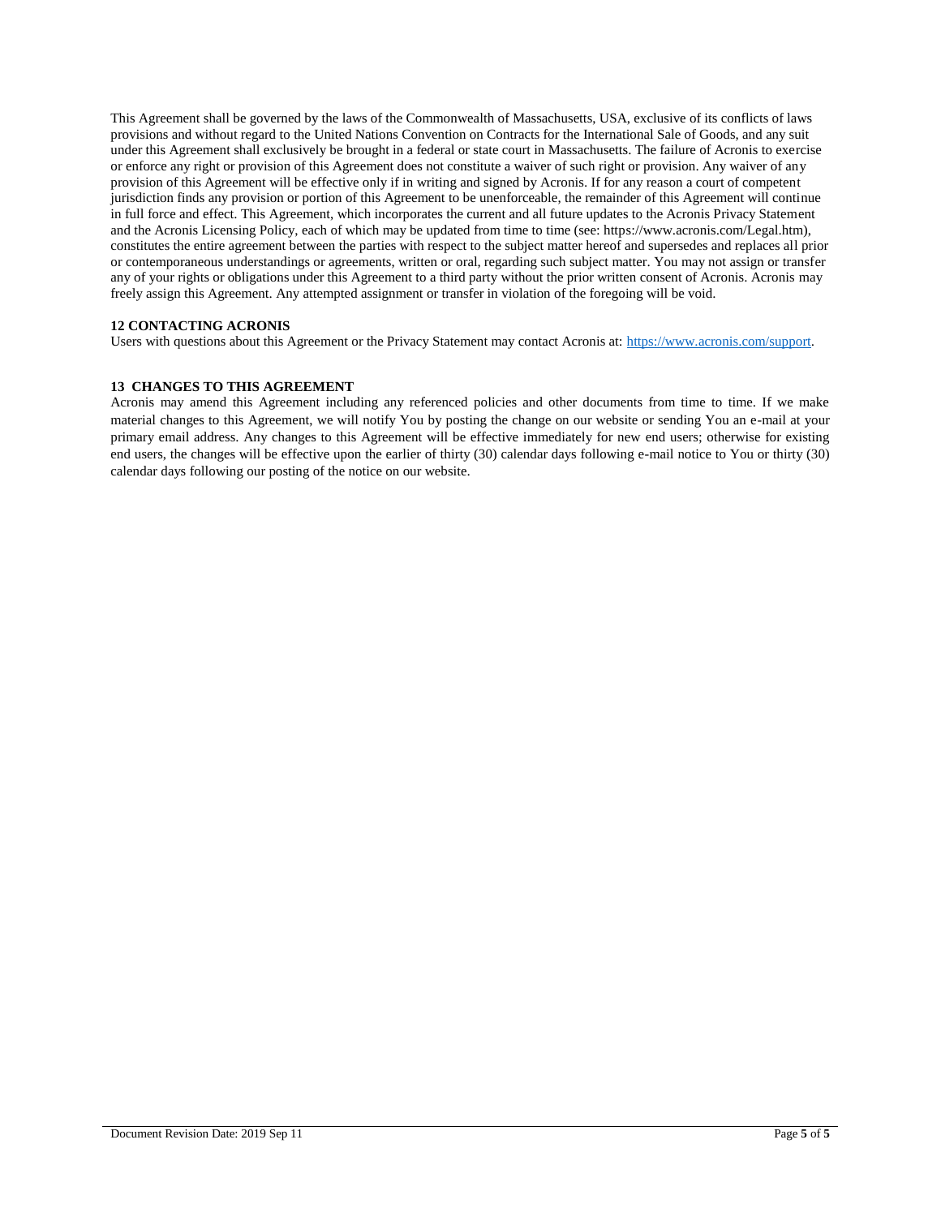This Agreement shall be governed by the laws of the Commonwealth of Massachusetts, USA, exclusive of its conflicts of laws provisions and without regard to the United Nations Convention on Contracts for the International Sale of Goods, and any suit under this Agreement shall exclusively be brought in a federal or state court in Massachusetts. The failure of Acronis to exercise or enforce any right or provision of this Agreement does not constitute a waiver of such right or provision. Any waiver of any provision of this Agreement will be effective only if in writing and signed by Acronis. If for any reason a court of competent jurisdiction finds any provision or portion of this Agreement to be unenforceable, the remainder of this Agreement will continue in full force and effect. This Agreement, which incorporates the current and all future updates to the Acronis Privacy Statement and the Acronis Licensing Policy, each of which may be updated from time to time (see: https://www.acronis.com/Legal.htm), constitutes the entire agreement between the parties with respect to the subject matter hereof and supersedes and replaces all prior or contemporaneous understandings or agreements, written or oral, regarding such subject matter. You may not assign or transfer any of your rights or obligations under this Agreement to a third party without the prior written consent of Acronis. Acronis may freely assign this Agreement. Any attempted assignment or transfer in violation of the foregoing will be void.

**12 CONTACTING ACRONIS**

Users with questions about this Agreement or the Privacy Statement may contact Acronis at: https://www.acronis.com/support.

**13 CHANGES TO THIS AGREEMENT**

Acronis may amend this Agreement including any referenced policies and other documents from time to time. If we make material changes to this Agreement, we will notify You by posting the change on our website or sending You an e-mail at your primary email address. Any changes to this Agreement will be effective immediately for new end users; otherwise for existing end users, the changes will be effective upon the earlier of thirty (30) calendar days following e-mail notice to You or thirty (30) calendar days following our posting of the notice on our website.